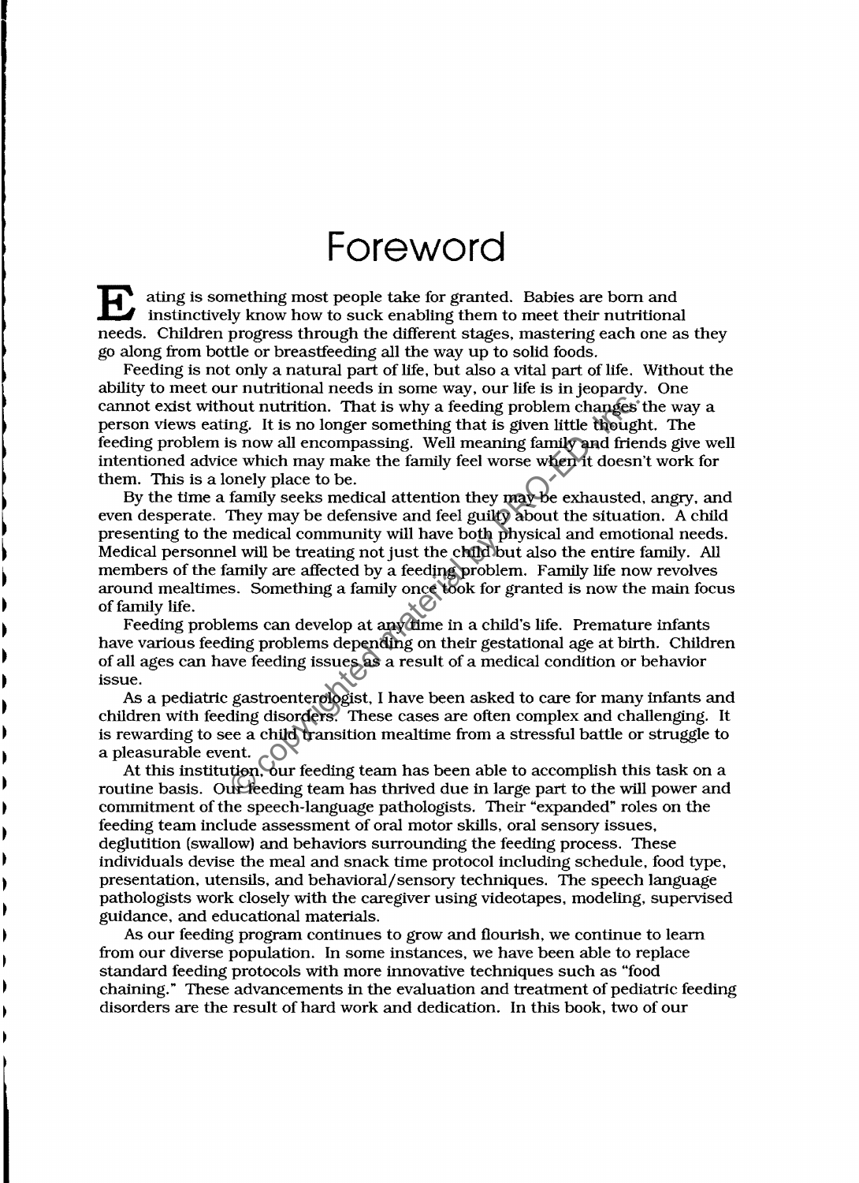# Foreword

Eating is something most people take for granted. Babies are born and instinctively know how to suck enabling them to meet their nutritional needs. Children progress through the different stages, mastering each one as they go along from bottle or breastfeeding all the way up to solid foods.

Feeding is not only a natural part of life, but also a vital part of life. Without the ability to meet our nutritional needs in some way, our life is in jeopardy. One cannot exist without nutrition. That is why a feeding problem changes the way a person views eating. It is no longer something that is given little thought. The feeding problem is now all encompassing. Well meaning family and friends give well intentioned advice which may make the family feel worse when it doesn't work for them. This is a lonely place to be.

By the time a family seeks medical attention they may be exhausted, angry, and even desperate. They may be defensive and feel guilty about the situation. A child presenting to the medical community will have both physical and emotional needs. Medical personnel will be treating not just the child but also the entire family. All members of the family are affected by a feeding problem. Family life now revolves around mealtimes. Something a family once took for granted is now the main focus of family life.

Feeding problems can develop at any time in a child's life. Premature infants have various feeding problems depending on their gestational age at birth. Children of all ages can have feeding issues as a result of a medical condition or behavior issue.

As a pediatric gastroenterologist, I have been asked to care for many infants and children with feeding disorders. These cases are often complex and challenging. It is rewarding to see a child transition mealtime from a stressful battle or struggle to a pleasurable event.

At this institution, our feeding team has been able to accomplish this task on a routine basis. Our feeding team has thrived due in large part to the will power and commitment of the speech-language pathologists. Their "expanded" roles on the feeding team include assessment of oral motor skills, oral sensory issues, deglutition (swallow) and behaviors surrounding the feeding process. These individuals devise the meal and snack time protocol including schedule, food type, presentation, utensils, and behavioral/sensory techniques. The speech language pathologists work closely with the caregiver using videotapes, modeling, supervised guidance, and educational materials.

As our feeding program continues to grow and flourish, we continue to learn from our diverse population. In some instances, we have been able to replace standard feeding protocols with more innovative techniques such as "food chaining." These advancements in the evaluation and treatment of pediatric feeding disorders are the result of hard work and dedication. In this book, two of our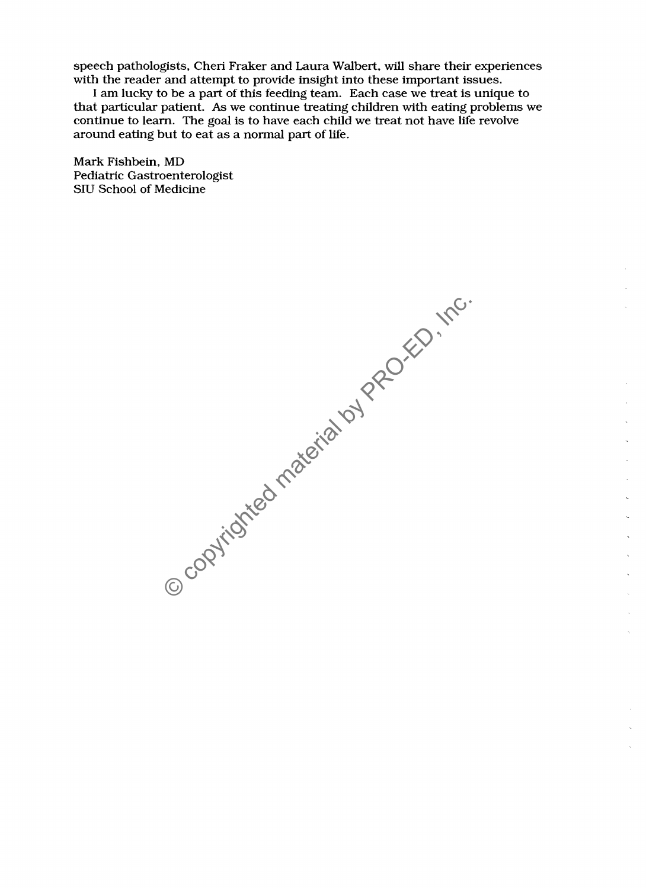speech pathologists, Cheri Fraker and Laura Walbert, will share their experiences with the reader and attempt to provide insight into these important issues.

I am lucky to be a part of this feeding team. Each case we treat is unique to that particular patient. As we continue treating children with eating problems we continue to learn. The goal is to have each child we treat not have life revolve around eating but to eat as a normal part of life.

Mark Fishbein, MD
Pediatric Gastroenterologist
SIU School of Medicine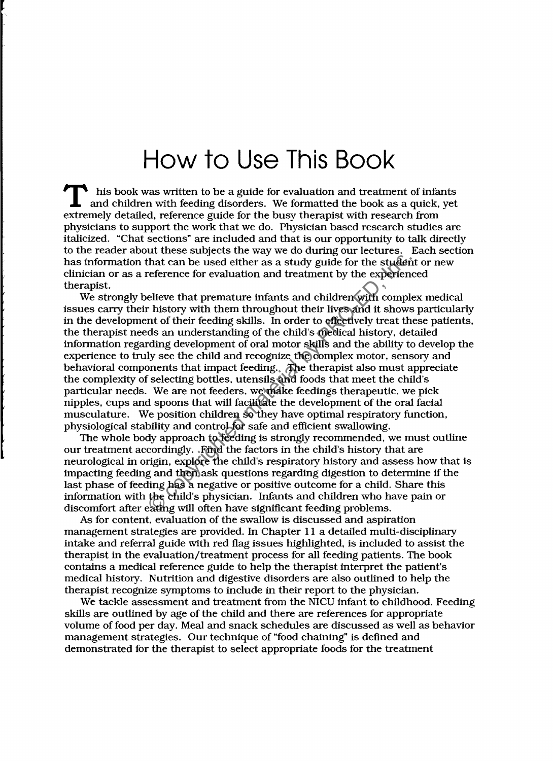# How to Use This Book

This book was written to be a guide for evaluation and treatment of infants and children with feeding disorders. We formatted the book as a quick, yet extremely detailed, reference guide for the busy therapist with research from physicians to support the work that we do. Physician based research studies are italicized. "Chat sections" are included and that is our opportunity to talk directly to the reader about these subjects the way we do during our lectures. Each section has information that can be used either as a study guide for the student or new clinician or as a reference for evaluation and treatment by the experienced therapist.

We strongly believe that premature infants and children with complex medical issues carry their history with them throughout their lives and it shows particularly in the development of their feeding skills. In order to effectively treat these patients, the therapist needs an understanding of the child's medical history, detailed information regarding development of oral motor skills and the ability to develop the experience to truly see the child and recognize the complex motor, sensory and behavioral components that impact feeding. The therapist also must appreciate the complexity of selecting bottles, utensils and foods that meet the child's particular needs. We are not feeders, we make feedings therapeutic, we pick nipples, cups and spoons that will facilitate the development of the oral facial musculature. We position children so they have optimal respiratory function, physiological stability and control for safe and efficient swallowing.

The whole body approach to feeding is strongly recommended, we must outline our treatment accordingly. Find the factors in the child's history that are neurological in origin, explore the child's respiratory history and assess how that is impacting feeding and then ask questions regarding digestion to determine if the last phase of feeding has a negative or positive outcome for a child. Share this information with the child's physician. Infants and children who have pain or discomfort after eating will often have significant feeding problems.

As for content, evaluation of the swallow is discussed and aspiration management strategies are provided. In Chapter 11 a detailed multi-disciplinary intake and referral guide with red flag issues highlighted, is included to assist the therapist in the evaluation/treatment process for all feeding patients. The book contains a medical reference guide to help the therapist interpret the patient's medical history. Nutrition and digestive disorders are also outlined to help the therapist recognize symptoms to include in their report to the physician.

We tackle assessment and treatment from the NICU infant to childhood. Feeding skills are outlined by age of the child and there are references for appropriate volume of food per day. Meal and snack schedules are discussed as well as behavior management strategies. Our technique of "food chaining" is defined and demonstrated for the therapist to select appropriate foods for the treatment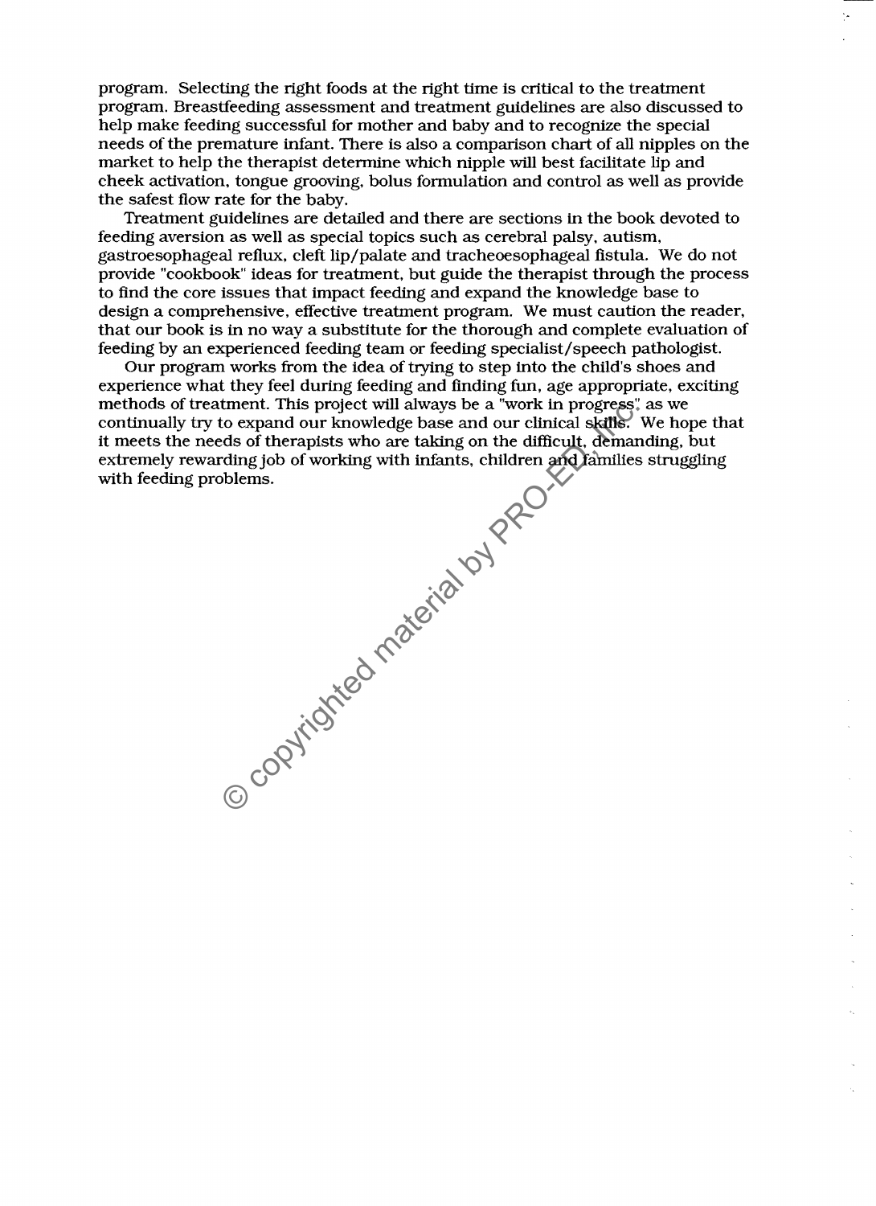program. Selecting the right foods at the right time is critical to the treatment program. Breastfeeding assessment and treatment guidelines are also discussed to help make feeding successful for mother and baby and to recognize the special needs of the premature infant. There is also a comparison chart of all nipples on the market to help the therapist determine which nipple will best facilitate lip and cheek activation, tongue grooving, bolus formulation and control as well as provide the safest flow rate for the baby.

Treatment guidelines are detailed and there are sections in the book devoted to feeding aversion as well as special topics such as cerebral palsy, autism, gastroesophageal reflux, cleft lip/palate and tracheoesophageal fistula. We do not provide "cookbook" ideas for treatment, but guide the therapist through the process to find the core issues that impact feeding and expand the knowledge base to design a comprehensive, effective treatment program. We must caution the reader, that our book is in no way a substitute for the thorough and complete evaluation of feeding by an experienced feeding team or feeding specialist/speech pathologist.

Our program works from the idea of trying to step into the child's shoes and experience what they feel during feeding and finding fun, age appropriate, exciting methods of treatment. This project will always be a "work in progress" as we continually try to expand our knowledge base and our clinical skills. We hope that it meets the needs of therapists who are taking on the difficult, demanding, but extremely rewarding job of working with infants, children and families struggling with feeding problems.